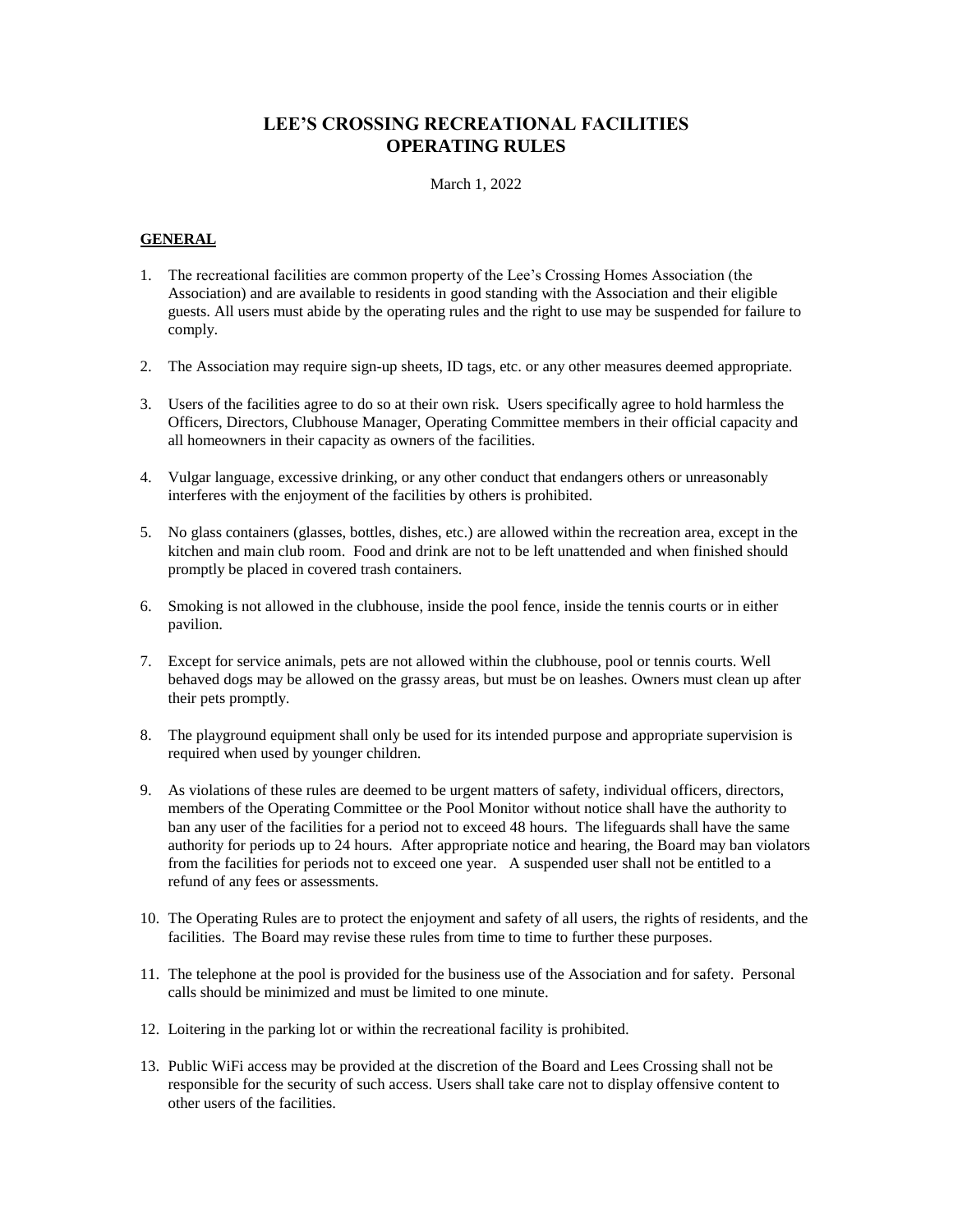# LEE'S CROSSING RECREATIONAL FACILITIES
# OPERATING RULES

March 1, 2022

## GENERAL

1. The recreational facilities are common property of the Lee's Crossing Homes Association (the Association) and are available to residents in good standing with the Association and their eligible guests. All users must abide by the operating rules and the right to use may be suspended for failure to comply.

2. The Association may require sign-up sheets, ID tags, etc. or any other measures deemed appropriate.

3. Users of the facilities agree to do so at their own risk. Users specifically agree to hold harmless the Officers, Directors, Clubhouse Manager, Operating Committee members in their official capacity and all homeowners in their capacity as owners of the facilities.

4. Vulgar language, excessive drinking, or any other conduct that endangers others or unreasonably interferes with the enjoyment of the facilities by others is prohibited.

5. No glass containers (glasses, bottles, dishes, etc.) are allowed within the recreation area, except in the kitchen and main club room. Food and drink are not to be left unattended and when finished should promptly be placed in covered trash containers.

6. Smoking is not allowed in the clubhouse, inside the pool fence, inside the tennis courts or in either pavilion.

7. Except for service animals, pets are not allowed within the clubhouse, pool or tennis courts. Well behaved dogs may be allowed on the grassy areas, but must be on leashes. Owners must clean up after their pets promptly.

8. The playground equipment shall only be used for its intended purpose and appropriate supervision is required when used by younger children.

9. As violations of these rules are deemed to be urgent matters of safety, individual officers, directors, members of the Operating Committee or the Pool Monitor without notice shall have the authority to ban any user of the facilities for a period not to exceed 48 hours. The lifeguards shall have the same authority for periods up to 24 hours. After appropriate notice and hearing, the Board may ban violators from the facilities for periods not to exceed one year. A suspended user shall not be entitled to a refund of any fees or assessments.

10. The Operating Rules are to protect the enjoyment and safety of all users, the rights of residents, and the facilities. The Board may revise these rules from time to time to further these purposes.

11. The telephone at the pool is provided for the business use of the Association and for safety. Personal calls should be minimized and must be limited to one minute.

12. Loitering in the parking lot or within the recreational facility is prohibited.

13. Public WiFi access may be provided at the discretion of the Board and Lees Crossing shall not be responsible for the security of such access. Users shall take care not to display offensive content to other users of the facilities.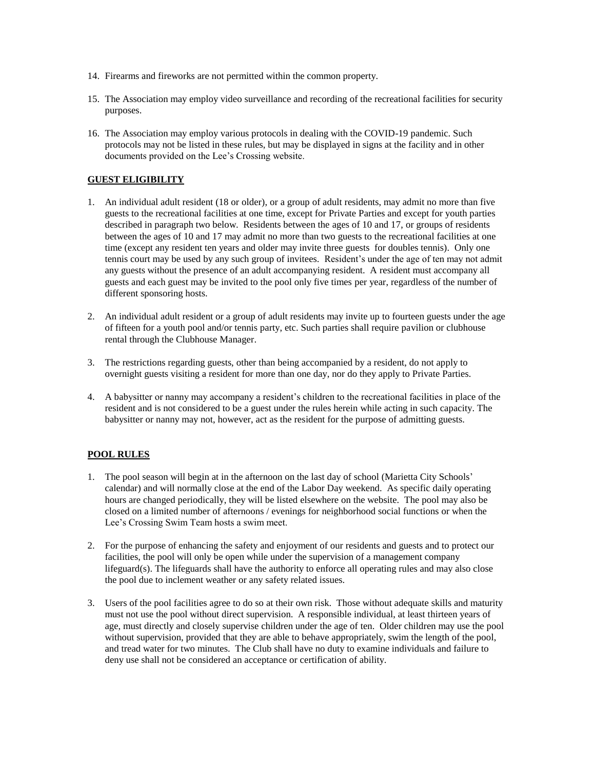14. Firearms and fireworks are not permitted within the common property.

15. The Association may employ video surveillance and recording of the recreational facilities for security purposes.

16. The Association may employ various protocols in dealing with the COVID-19 pandemic. Such protocols may not be listed in these rules, but may be displayed in signs at the facility and in other documents provided on the Lee's Crossing website.

## GUEST ELIGIBILITY

1. An individual adult resident (18 or older), or a group of adult residents, may admit no more than five guests to the recreational facilities at one time, except for Private Parties and except for youth parties described in paragraph two below. Residents between the ages of 10 and 17, or groups of residents between the ages of 10 and 17 may admit no more than two guests to the recreational facilities at one time (except any resident ten years and older may invite three guests for doubles tennis). Only one tennis court may be used by any such group of invitees. Resident's under the age of ten may not admit any guests without the presence of an adult accompanying resident. A resident must accompany all guests and each guest may be invited to the pool only five times per year, regardless of the number of different sponsoring hosts.

2. An individual adult resident or a group of adult residents may invite up to fourteen guests under the age of fifteen for a youth pool and/or tennis party, etc. Such parties shall require pavilion or clubhouse rental through the Clubhouse Manager.

3. The restrictions regarding guests, other than being accompanied by a resident, do not apply to overnight guests visiting a resident for more than one day, nor do they apply to Private Parties.

4. A babysitter or nanny may accompany a resident's children to the recreational facilities in place of the resident and is not considered to be a guest under the rules herein while acting in such capacity. The babysitter or nanny may not, however, act as the resident for the purpose of admitting guests.

## POOL RULES

1. The pool season will begin at in the afternoon on the last day of school (Marietta City Schools' calendar) and will normally close at the end of the Labor Day weekend. As specific daily operating hours are changed periodically, they will be listed elsewhere on the website. The pool may also be closed on a limited number of afternoons / evenings for neighborhood social functions or when the Lee's Crossing Swim Team hosts a swim meet.

2. For the purpose of enhancing the safety and enjoyment of our residents and guests and to protect our facilities, the pool will only be open while under the supervision of a management company lifeguard(s). The lifeguards shall have the authority to enforce all operating rules and may also close the pool due to inclement weather or any safety related issues.

3. Users of the pool facilities agree to do so at their own risk. Those without adequate skills and maturity must not use the pool without direct supervision. A responsible individual, at least thirteen years of age, must directly and closely supervise children under the age of ten. Older children may use the pool without supervision, provided that they are able to behave appropriately, swim the length of the pool, and tread water for two minutes. The Club shall have no duty to examine individuals and failure to deny use shall not be considered an acceptance or certification of ability.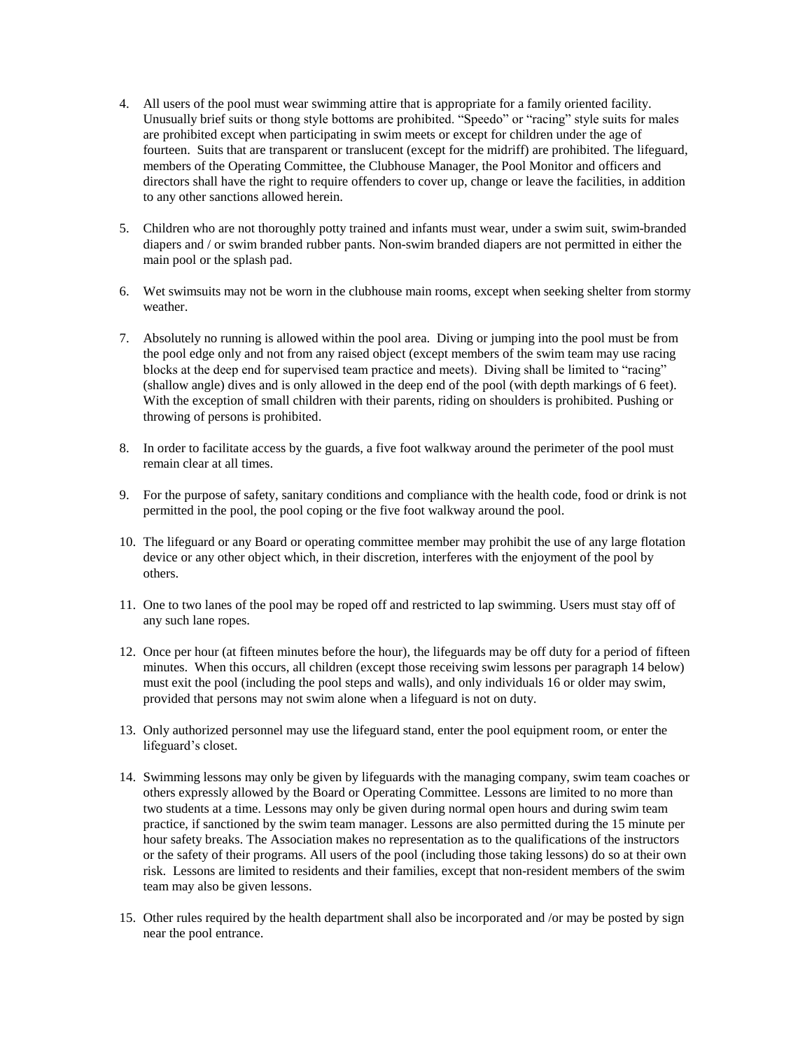4. All users of the pool must wear swimming attire that is appropriate for a family oriented facility. Unusually brief suits or thong style bottoms are prohibited. "Speedo" or "racing" style suits for males are prohibited except when participating in swim meets or except for children under the age of fourteen. Suits that are transparent or translucent (except for the midriff) are prohibited. The lifeguard, members of the Operating Committee, the Clubhouse Manager, the Pool Monitor and officers and directors shall have the right to require offenders to cover up, change or leave the facilities, in addition to any other sanctions allowed herein.

5. Children who are not thoroughly potty trained and infants must wear, under a swim suit, swim-branded diapers and / or swim branded rubber pants. Non-swim branded diapers are not permitted in either the main pool or the splash pad.

6. Wet swimsuits may not be worn in the clubhouse main rooms, except when seeking shelter from stormy weather.

7. Absolutely no running is allowed within the pool area. Diving or jumping into the pool must be from the pool edge only and not from any raised object (except members of the swim team may use racing blocks at the deep end for supervised team practice and meets). Diving shall be limited to "racing" (shallow angle) dives and is only allowed in the deep end of the pool (with depth markings of 6 feet). With the exception of small children with their parents, riding on shoulders is prohibited. Pushing or throwing of persons is prohibited.

8. In order to facilitate access by the guards, a five foot walkway around the perimeter of the pool must remain clear at all times.

9. For the purpose of safety, sanitary conditions and compliance with the health code, food or drink is not permitted in the pool, the pool coping or the five foot walkway around the pool.

10. The lifeguard or any Board or operating committee member may prohibit the use of any large flotation device or any other object which, in their discretion, interferes with the enjoyment of the pool by others.

11. One to two lanes of the pool may be roped off and restricted to lap swimming. Users must stay off of any such lane ropes.

12. Once per hour (at fifteen minutes before the hour), the lifeguards may be off duty for a period of fifteen minutes. When this occurs, all children (except those receiving swim lessons per paragraph 14 below) must exit the pool (including the pool steps and walls), and only individuals 16 or older may swim, provided that persons may not swim alone when a lifeguard is not on duty.

13. Only authorized personnel may use the lifeguard stand, enter the pool equipment room, or enter the lifeguard's closet.

14. Swimming lessons may only be given by lifeguards with the managing company, swim team coaches or others expressly allowed by the Board or Operating Committee. Lessons are limited to no more than two students at a time. Lessons may only be given during normal open hours and during swim team practice, if sanctioned by the swim team manager. Lessons are also permitted during the 15 minute per hour safety breaks. The Association makes no representation as to the qualifications of the instructors or the safety of their programs. All users of the pool (including those taking lessons) do so at their own risk. Lessons are limited to residents and their families, except that non-resident members of the swim team may also be given lessons.

15. Other rules required by the health department shall also be incorporated and /or may be posted by sign near the pool entrance.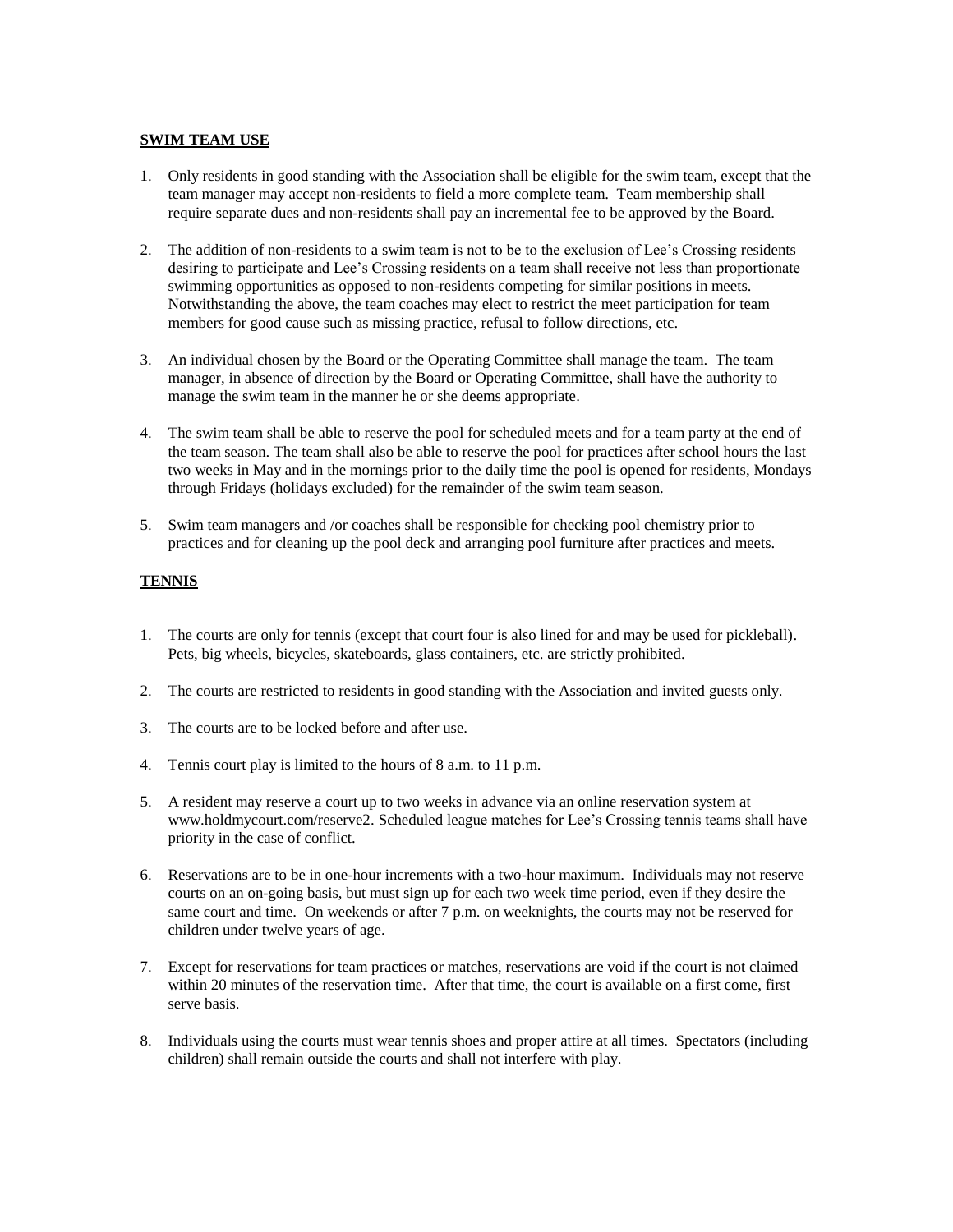**SWIM TEAM USE**

1. Only residents in good standing with the Association shall be eligible for the swim team, except that the team manager may accept non-residents to field a more complete team. Team membership shall require separate dues and non-residents shall pay an incremental fee to be approved by the Board.

2. The addition of non-residents to a swim team is not to be to the exclusion of Lee's Crossing residents desiring to participate and Lee's Crossing residents on a team shall receive not less than proportionate swimming opportunities as opposed to non-residents competing for similar positions in meets. Notwithstanding the above, the team coaches may elect to restrict the meet participation for team members for good cause such as missing practice, refusal to follow directions, etc.

3. An individual chosen by the Board or the Operating Committee shall manage the team. The team manager, in absence of direction by the Board or Operating Committee, shall have the authority to manage the swim team in the manner he or she deems appropriate.

4. The swim team shall be able to reserve the pool for scheduled meets and for a team party at the end of the team season. The team shall also be able to reserve the pool for practices after school hours the last two weeks in May and in the mornings prior to the daily time the pool is opened for residents, Mondays through Fridays (holidays excluded) for the remainder of the swim team season.

5. Swim team managers and /or coaches shall be responsible for checking pool chemistry prior to practices and for cleaning up the pool deck and arranging pool furniture after practices and meets.

**TENNIS**

1. The courts are only for tennis (except that court four is also lined for and may be used for pickleball). Pets, big wheels, bicycles, skateboards, glass containers, etc. are strictly prohibited.

2. The courts are restricted to residents in good standing with the Association and invited guests only.

3. The courts are to be locked before and after use.

4. Tennis court play is limited to the hours of 8 a.m. to 11 p.m.

5. A resident may reserve a court up to two weeks in advance via an online reservation system at www.holdmycourt.com/reserve2. Scheduled league matches for Lee's Crossing tennis teams shall have priority in the case of conflict.

6. Reservations are to be in one-hour increments with a two-hour maximum. Individuals may not reserve courts on an on-going basis, but must sign up for each two week time period, even if they desire the same court and time. On weekends or after 7 p.m. on weeknights, the courts may not be reserved for children under twelve years of age.

7. Except for reservations for team practices or matches, reservations are void if the court is not claimed within 20 minutes of the reservation time. After that time, the court is available on a first come, first serve basis.

8. Individuals using the courts must wear tennis shoes and proper attire at all times. Spectators (including children) shall remain outside the courts and shall not interfere with play.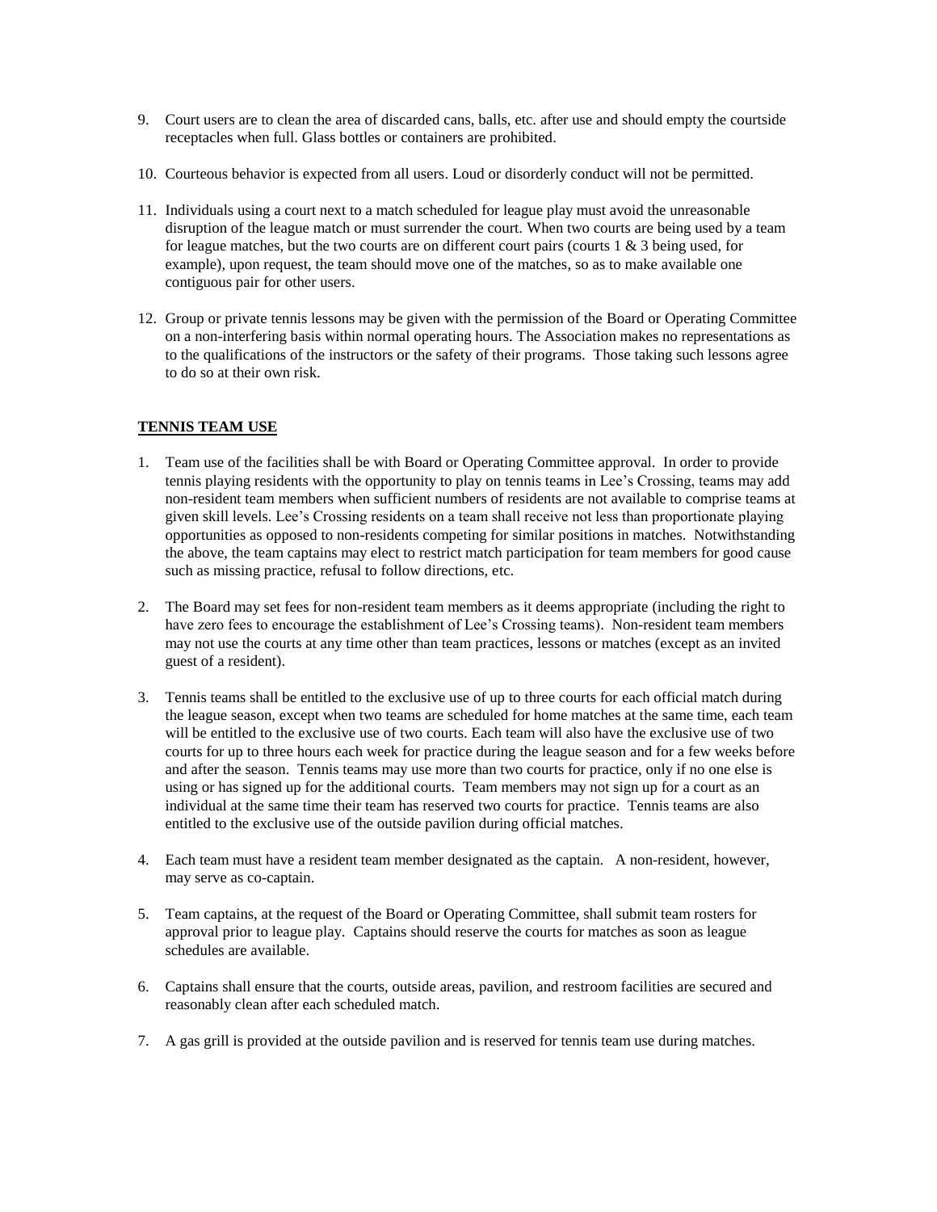9. Court users are to clean the area of discarded cans, balls, etc. after use and should empty the courtside receptacles when full. Glass bottles or containers are prohibited.

10. Courteous behavior is expected from all users. Loud or disorderly conduct will not be permitted.

11. Individuals using a court next to a match scheduled for league play must avoid the unreasonable disruption of the league match or must surrender the court. When two courts are being used by a team for league matches, but the two courts are on different court pairs (courts 1 & 3 being used, for example), upon request, the team should move one of the matches, so as to make available one contiguous pair for other users.

12. Group or private tennis lessons may be given with the permission of the Board or Operating Committee on a non-interfering basis within normal operating hours. The Association makes no representations as to the qualifications of the instructors or the safety of their programs. Those taking such lessons agree to do so at their own risk.

## TENNIS TEAM USE

1. Team use of the facilities shall be with Board or Operating Committee approval. In order to provide tennis playing residents with the opportunity to play on tennis teams in Lee's Crossing, teams may add non-resident team members when sufficient numbers of residents are not available to comprise teams at given skill levels. Lee's Crossing residents on a team shall receive not less than proportionate playing opportunities as opposed to non-residents competing for similar positions in matches. Notwithstanding the above, the team captains may elect to restrict match participation for team members for good cause such as missing practice, refusal to follow directions, etc.

2. The Board may set fees for non-resident team members as it deems appropriate (including the right to have zero fees to encourage the establishment of Lee's Crossing teams). Non-resident team members may not use the courts at any time other than team practices, lessons or matches (except as an invited guest of a resident).

3. Tennis teams shall be entitled to the exclusive use of up to three courts for each official match during the league season, except when two teams are scheduled for home matches at the same time, each team will be entitled to the exclusive use of two courts. Each team will also have the exclusive use of two courts for up to three hours each week for practice during the league season and for a few weeks before and after the season. Tennis teams may use more than two courts for practice, only if no one else is using or has signed up for the additional courts. Team members may not sign up for a court as an individual at the same time their team has reserved two courts for practice. Tennis teams are also entitled to the exclusive use of the outside pavilion during official matches.

4. Each team must have a resident team member designated as the captain. A non-resident, however, may serve as co-captain.

5. Team captains, at the request of the Board or Operating Committee, shall submit team rosters for approval prior to league play. Captains should reserve the courts for matches as soon as league schedules are available.

6. Captains shall ensure that the courts, outside areas, pavilion, and restroom facilities are secured and reasonably clean after each scheduled match.

7. A gas grill is provided at the outside pavilion and is reserved for tennis team use during matches.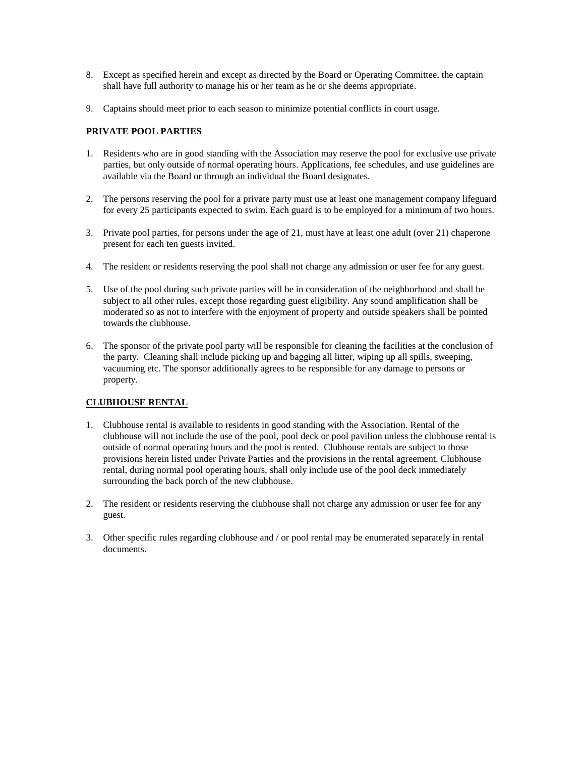8. Except as specified herein and except as directed by the Board or Operating Committee, the captain shall have full authority to manage his or her team as he or she deems appropriate.

9. Captains should meet prior to each season to minimize potential conflicts in court usage.

## PRIVATE POOL PARTIES

1. Residents who are in good standing with the Association may reserve the pool for exclusive use private parties, but only outside of normal operating hours. Applications, fee schedules, and use guidelines are available via the Board or through an individual the Board designates.

2. The persons reserving the pool for a private party must use at least one management company lifeguard for every 25 participants expected to swim. Each guard is to be employed for a minimum of two hours.

3. Private pool parties, for persons under the age of 21, must have at least one adult (over 21) chaperone present for each ten guests invited.

4. The resident or residents reserving the pool shall not charge any admission or user fee for any guest.

5. Use of the pool during such private parties will be in consideration of the neighborhood and shall be subject to all other rules, except those regarding guest eligibility. Any sound amplification shall be moderated so as not to interfere with the enjoyment of property and outside speakers shall be pointed towards the clubhouse.

6. The sponsor of the private pool party will be responsible for cleaning the facilities at the conclusion of the party. Cleaning shall include picking up and bagging all litter, wiping up all spills, sweeping, vacuuming etc. The sponsor additionally agrees to be responsible for any damage to persons or property.

## CLUBHOUSE RENTAL

1. Clubhouse rental is available to residents in good standing with the Association. Rental of the clubhouse will not include the use of the pool, pool deck or pool pavilion unless the clubhouse rental is outside of normal operating hours and the pool is rented. Clubhouse rentals are subject to those provisions herein listed under Private Parties and the provisions in the rental agreement. Clubhouse rental, during normal pool operating hours, shall only include use of the pool deck immediately surrounding the back porch of the new clubhouse.

2. The resident or residents reserving the clubhouse shall not charge any admission or user fee for any guest.

3. Other specific rules regarding clubhouse and / or pool rental may be enumerated separately in rental documents.